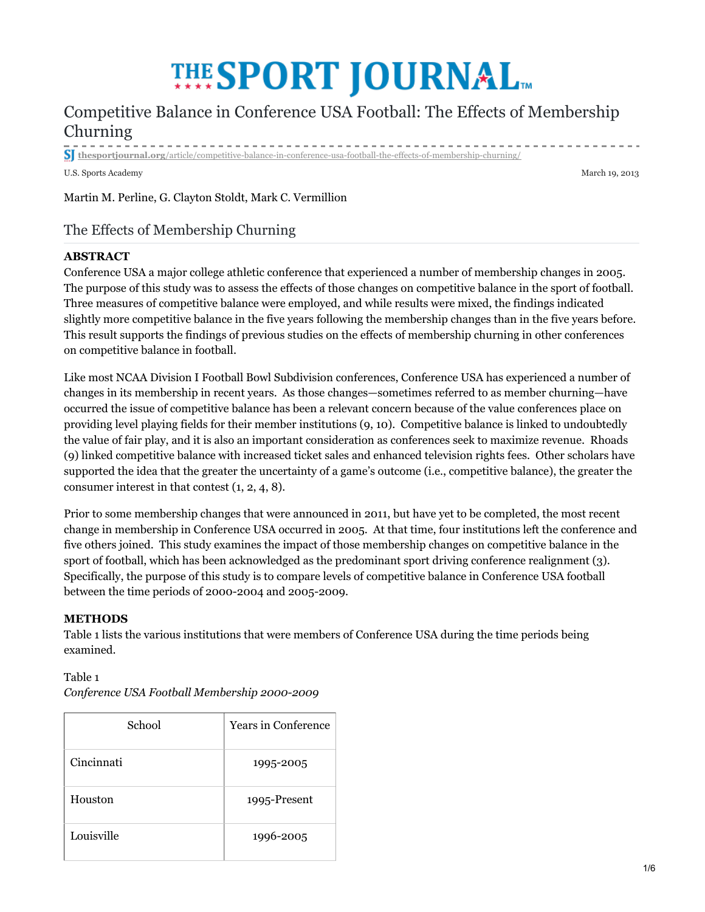# Competitive Balance in Conference USA Football: The Effects of Membership Churning

thesportjournal.org/article/competitive-balance-in-conference-usa-football-the-effects-of-membership-churning/

U.S. Sports Academy

March 19, 2013

Martin M. Perline, G. Clayton Stoldt, Mark C. Vermillion

## The Effects of Membership Churning

**ABSTRACT**

Conference USA a major college athletic conference that experienced a number of membership changes in 2005. The purpose of this study was to assess the effects of those changes on competitive balance in the sport of football. Three measures of competitive balance were employed, and while results were mixed, the findings indicated slightly more competitive balance in the five years following the membership changes than in the five years before. This result supports the findings of previous studies on the effects of membership churning in other conferences on competitive balance in football.

Like most NCAA Division I Football Bowl Subdivision conferences, Conference USA has experienced a number of changes in its membership in recent years. As those changes—sometimes referred to as member churning—have occurred the issue of competitive balance has been a relevant concern because of the value conferences place on providing level playing fields for their member institutions (9, 10). Competitive balance is linked to undoubtedly the value of fair play, and it is also an important consideration as conferences seek to maximize revenue. Rhoads (9) linked competitive balance with increased ticket sales and enhanced television rights fees. Other scholars have supported the idea that the greater the uncertainty of a game's outcome (i.e., competitive balance), the greater the consumer interest in that contest (1, 2, 4, 8).

Prior to some membership changes that were announced in 2011, but have yet to be completed, the most recent change in membership in Conference USA occurred in 2005. At that time, four institutions left the conference and five others joined. This study examines the impact of those membership changes on competitive balance in the sport of football, which has been acknowledged as the predominant sport driving conference realignment (3). Specifically, the purpose of this study is to compare levels of competitive balance in Conference USA football between the time periods of 2000-2004 and 2005-2009.

**METHODS**

Table 1 lists the various institutions that were members of Conference USA during the time periods being examined.

Table 1
*Conference USA Football Membership 2000-2009*

| School | Years in Conference |
|---|---|
| Cincinnati | 1995-2005 |
| Houston | 1995-Present |
| Louisville | 1996-2005 |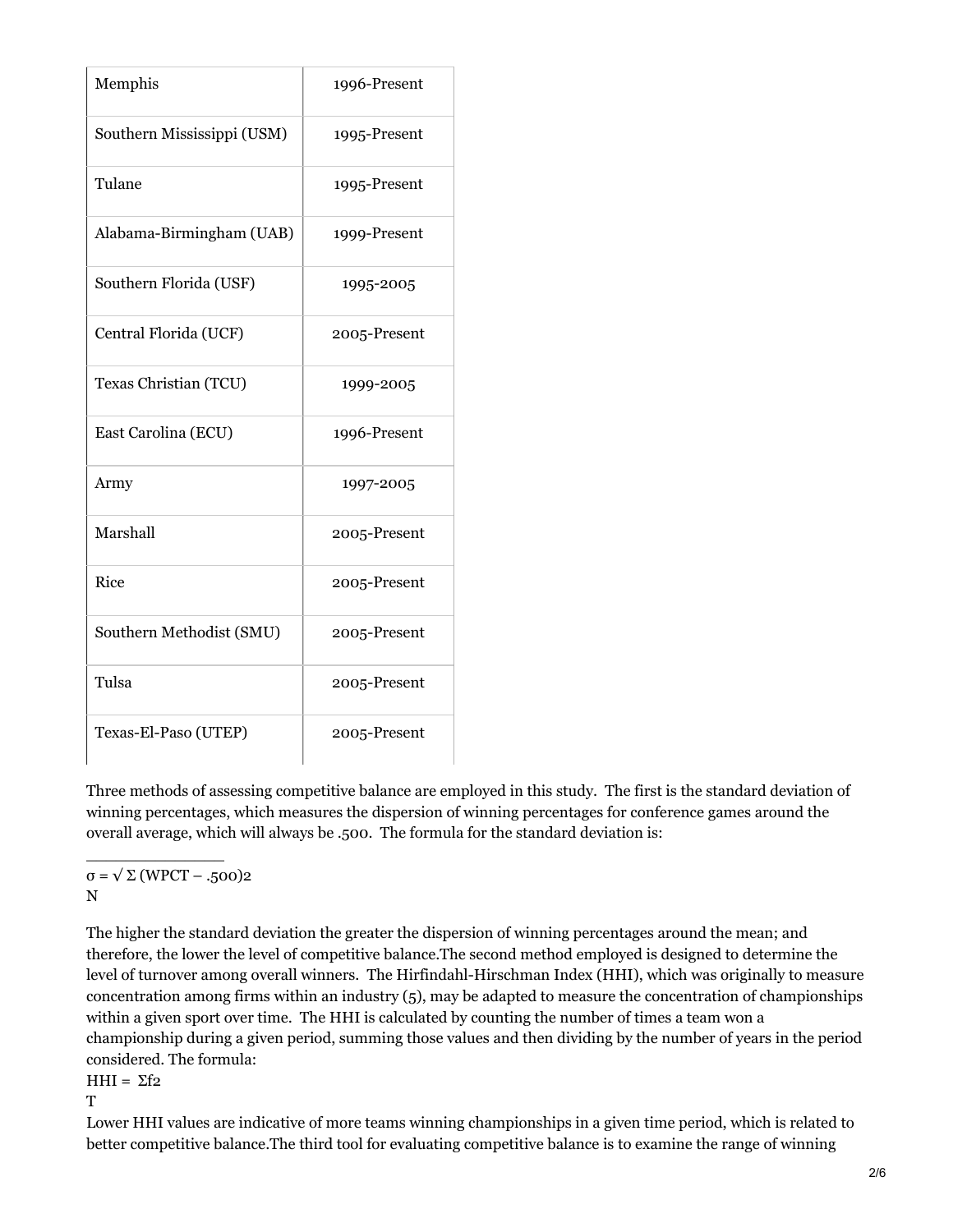| Memphis | 1996-Present |
|---|---|
| Southern Mississippi (USM) | 1995-Present |
| Tulane | 1995-Present |
| Alabama-Birmingham (UAB) | 1999-Present |
| Southern Florida (USF) | 1995-2005 |
| Central Florida (UCF) | 2005-Present |
| Texas Christian (TCU) | 1999-2005 |
| East Carolina (ECU) | 1996-Present |
| Army | 1997-2005 |
| Marshall | 2005-Present |
| Rice | 2005-Present |
| Southern Methodist (SMU) | 2005-Present |
| Tulsa | 2005-Present |
| Texas-El-Paso (UTEP) | 2005-Present |

Three methods of assessing competitive balance are employed in this study. The first is the standard deviation of winning percentages, which measures the dispersion of winning percentages for conference games around the overall average, which will always be .500. The formula for the standard deviation is:

$$\sigma = \sqrt{\frac{\Sigma (WPCT - .500)^2}{N}}$$

The higher the standard deviation the greater the dispersion of winning percentages around the mean; and therefore, the lower the level of competitive balance.The second method employed is designed to determine the level of turnover among overall winners. The Hirfindahl-Hirschman Index (HHI), which was originally to measure concentration among firms within an industry (5), may be adapted to measure the concentration of championships within a given sport over time. The HHI is calculated by counting the number of times a team won a championship during a given period, summing those values and then dividing by the number of years in the period considered. The formula:

$$HHI = \frac{\Sigma f^2}{T}$$

Lower HHI values are indicative of more teams winning championships in a given time period, which is related to better competitive balance.The third tool for evaluating competitive balance is to examine the range of winning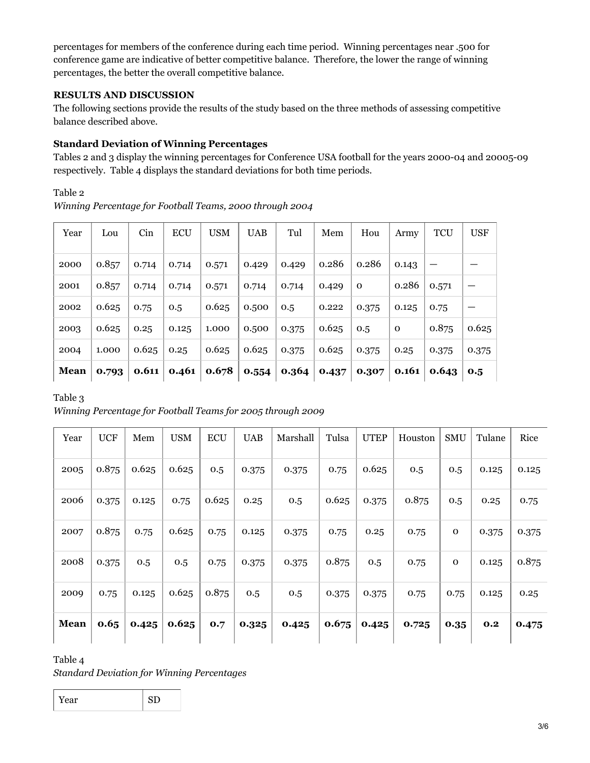percentages for members of the conference during each time period. Winning percentages near .500 for conference game are indicative of better competitive balance. Therefore, the lower the range of winning percentages, the better the overall competitive balance.

## RESULTS AND DISCUSSION

The following sections provide the results of the study based on the three methods of assessing competitive balance described above.

### Standard Deviation of Winning Percentages

Tables 2 and 3 display the winning percentages for Conference USA football for the years 2000-04 and 20005-09 respectively. Table 4 displays the standard deviations for both time periods.

Table 2
*Winning Percentage for Football Teams, 2000 through 2004*

| Year | Lou | Cin | ECU | USM | UAB | Tul | Mem | Hou | Army | TCU | USF |
|---|---|---|---|---|---|---|---|---|---|---|---|
| 2000 | 0.857 | 0.714 | 0.714 | 0.571 | 0.429 | 0.429 | 0.286 | 0.286 | 0.143 | — | — |
| 2001 | 0.857 | 0.714 | 0.714 | 0.571 | 0.714 | 0.714 | 0.429 | 0 | 0.286 | 0.571 | — |
| 2002 | 0.625 | 0.75 | 0.5 | 0.625 | 0.500 | 0.5 | 0.222 | 0.375 | 0.125 | 0.75 | — |
| 2003 | 0.625 | 0.25 | 0.125 | 1.000 | 0.500 | 0.375 | 0.625 | 0.5 | 0 | 0.875 | 0.625 |
| 2004 | 1.000 | 0.625 | 0.25 | 0.625 | 0.625 | 0.375 | 0.625 | 0.375 | 0.25 | 0.375 | 0.375 |
| **Mean** | **0.793** | **0.611** | **0.461** | **0.678** | **0.554** | **0.364** | **0.437** | **0.307** | **0.161** | **0.643** | **0.5** |

Table 3
*Winning Percentage for Football Teams for 2005 through 2009*

| Year | UCF | Mem | USM | ECU | UAB | Marshall | Tulsa | UTEP | Houston | SMU | Tulane | Rice |
|---|---|---|---|---|---|---|---|---|---|---|---|---|
| 2005 | 0.875 | 0.625 | 0.625 | 0.5 | 0.375 | 0.375 | 0.75 | 0.625 | 0.5 | 0.5 | 0.125 | 0.125 |
| 2006 | 0.375 | 0.125 | 0.75 | 0.625 | 0.25 | 0.5 | 0.625 | 0.375 | 0.875 | 0.5 | 0.25 | 0.75 |
| 2007 | 0.875 | 0.75 | 0.625 | 0.75 | 0.125 | 0.375 | 0.75 | 0.25 | 0.75 | 0 | 0.375 | 0.375 |
| 2008 | 0.375 | 0.5 | 0.5 | 0.75 | 0.375 | 0.375 | 0.875 | 0.5 | 0.75 | 0 | 0.125 | 0.875 |
| 2009 | 0.75 | 0.125 | 0.625 | 0.875 | 0.5 | 0.5 | 0.375 | 0.375 | 0.75 | 0.75 | 0.125 | 0.25 |
| **Mean** | **0.65** | **0.425** | **0.625** | **0.7** | **0.325** | **0.425** | **0.675** | **0.425** | **0.725** | **0.35** | **0.2** | **0.475** |

Table 4
*Standard Deviation for Winning Percentages*

| Year | SD |
|---|---|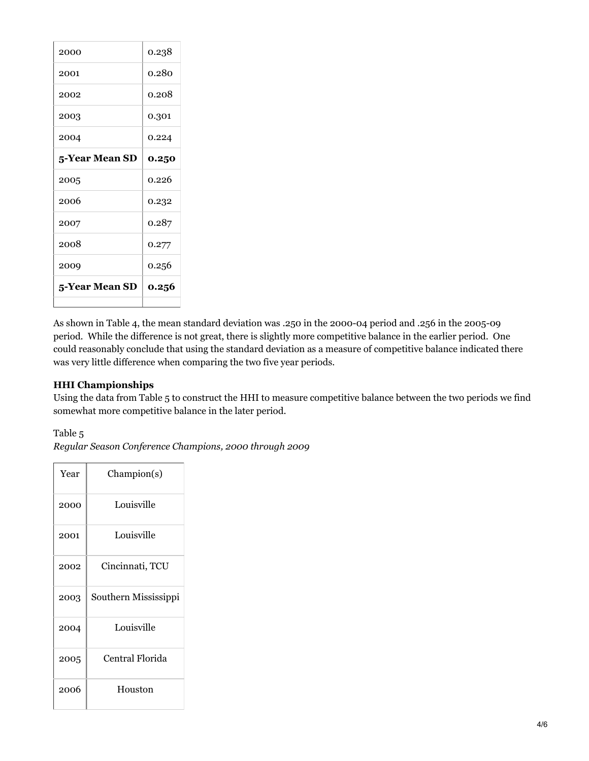| 2000 | 0.238 |
|---|---|
| 2001 | 0.280 |
| 2002 | 0.208 |
| 2003 | 0.301 |
| 2004 | 0.224 |
| **5-Year Mean SD** | **0.250** |
| 2005 | 0.226 |
| 2006 | 0.232 |
| 2007 | 0.287 |
| 2008 | 0.277 |
| 2009 | 0.256 |
| **5-Year Mean SD** | **0.256** |
| | |

As shown in Table 4, the mean standard deviation was .250 in the 2000-04 period and .256 in the 2005-09 period. While the difference is not great, there is slightly more competitive balance in the earlier period. One could reasonably conclude that using the standard deviation as a measure of competitive balance indicated there was very little difference when comparing the two five year periods.

**HHI Championships**
Using the data from Table 5 to construct the HHI to measure competitive balance between the two periods we find somewhat more competitive balance in the later period.

Table 5
*Regular Season Conference Champions, 2000 through 2009*

| Year | Champion(s) |
|---|---|
| 2000 | Louisville |
| 2001 | Louisville |
| 2002 | Cincinnati, TCU |
| 2003 | Southern Mississippi |
| 2004 | Louisville |
| 2005 | Central Florida |
| 2006 | Houston |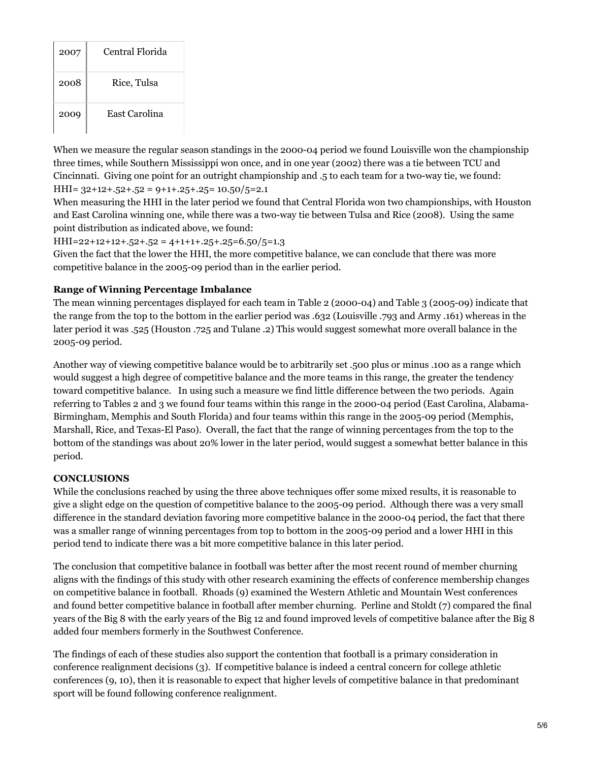| 2007 | Central Florida |
|---|---|
| 2008 | Rice, Tulsa |
| 2009 | East Carolina |

When we measure the regular season standings in the 2000-04 period we found Louisville won the championship three times, while Southern Mississippi won once, and in one year (2002) there was a tie between TCU and Cincinnati. Giving one point for an outright championship and .5 to each team for a two-way tie, we found:
HHI= 32+12+.52+.52 = 9+1+.25+.25= 10.50/5=2.1
When measuring the HHI in the later period we found that Central Florida won two championships, with Houston and East Carolina winning one, while there was a two-way tie between Tulsa and Rice (2008). Using the same point distribution as indicated above, we found:
HHI=22+12+12+.52+.52 = 4+1+1+.25+.25=6.50/5=1.3
Given the fact that the lower the HHI, the more competitive balance, we can conclude that there was more competitive balance in the 2005-09 period than in the earlier period.

**Range of Winning Percentage Imbalance**
The mean winning percentages displayed for each team in Table 2 (2000-04) and Table 3 (2005-09) indicate that the range from the top to the bottom in the earlier period was .632 (Louisville .793 and Army .161) whereas in the later period it was .525 (Houston .725 and Tulane .2) This would suggest somewhat more overall balance in the 2005-09 period.

Another way of viewing competitive balance would be to arbitrarily set .500 plus or minus .100 as a range which would suggest a high degree of competitive balance and the more teams in this range, the greater the tendency toward competitive balance. In using such a measure we find little difference between the two periods. Again referring to Tables 2 and 3 we found four teams within this range in the 2000-04 period (East Carolina, Alabama-Birmingham, Memphis and South Florida) and four teams within this range in the 2005-09 period (Memphis, Marshall, Rice, and Texas-El Paso). Overall, the fact that the range of winning percentages from the top to the bottom of the standings was about 20% lower in the later period, would suggest a somewhat better balance in this period.

**CONCLUSIONS**
While the conclusions reached by using the three above techniques offer some mixed results, it is reasonable to give a slight edge on the question of competitive balance to the 2005-09 period. Although there was a very small difference in the standard deviation favoring more competitive balance in the 2000-04 period, the fact that there was a smaller range of winning percentages from top to bottom in the 2005-09 period and a lower HHI in this period tend to indicate there was a bit more competitive balance in this later period.

The conclusion that competitive balance in football was better after the most recent round of member churning aligns with the findings of this study with other research examining the effects of conference membership changes on competitive balance in football. Rhoads (9) examined the Western Athletic and Mountain West conferences and found better competitive balance in football after member churning. Perline and Stoldt (7) compared the final years of the Big 8 with the early years of the Big 12 and found improved levels of competitive balance after the Big 8 added four members formerly in the Southwest Conference.

The findings of each of these studies also support the contention that football is a primary consideration in conference realignment decisions (3). If competitive balance is indeed a central concern for college athletic conferences (9, 10), then it is reasonable to expect that higher levels of competitive balance in that predominant sport will be found following conference realignment.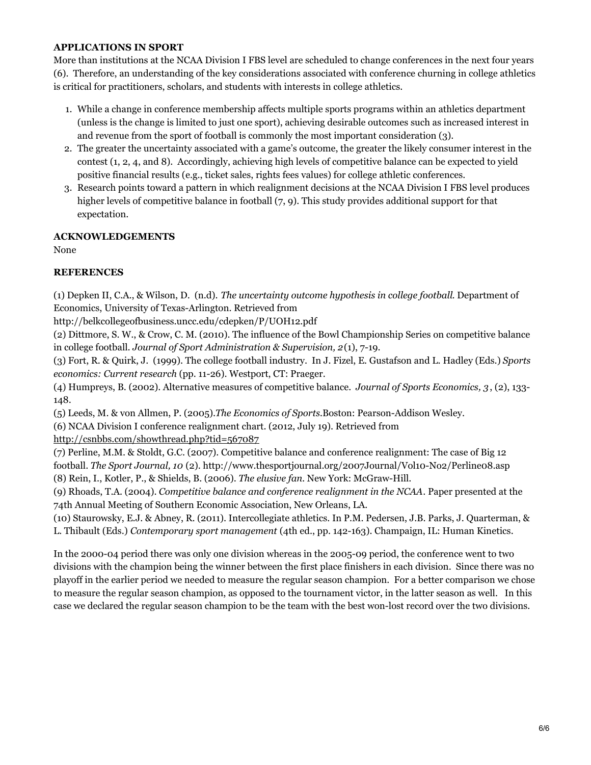**APPLICATIONS IN SPORT**

More than institutions at the NCAA Division I FBS level are scheduled to change conferences in the next four years (6). Therefore, an understanding of the key considerations associated with conference churning in college athletics is critical for practitioners, scholars, and students with interests in college athletics.

1. While a change in conference membership affects multiple sports programs within an athletics department (unless is the change is limited to just one sport), achieving desirable outcomes such as increased interest in and revenue from the sport of football is commonly the most important consideration (3).
2. The greater the uncertainty associated with a game's outcome, the greater the likely consumer interest in the contest (1, 2, 4, and 8). Accordingly, achieving high levels of competitive balance can be expected to yield positive financial results (e.g., ticket sales, rights fees values) for college athletic conferences.
3. Research points toward a pattern in which realignment decisions at the NCAA Division I FBS level produces higher levels of competitive balance in football (7, 9). This study provides additional support for that expectation.

**ACKNOWLEDGEMENTS**

None

**REFERENCES**

(1) Depken II, C.A., & Wilson, D. (n.d). *The uncertainty outcome hypothesis in college football*. Department of Economics, University of Texas-Arlington. Retrieved from http://belkcollegeofbusiness.uncc.edu/cdepken/P/UOH12.pdf

(2) Dittmore, S. W., & Crow, C. M. (2010). The influence of the Bowl Championship Series on competitive balance in college football. *Journal of Sport Administration & Supervision, 2*(1), 7-19.

(3) Fort, R. & Quirk, J. (1999). The college football industry. In J. Fizel, E. Gustafson and L. Hadley (Eds.) *Sports economics: Current research* (pp. 11-26). Westport, CT: Praeger.

(4) Humpreys, B. (2002). Alternative measures of competitive balance. *Journal of Sports Economics, 3*, (2), 133-148.

(5) Leeds, M. & von Allmen, P. (2005).*The Economics of Sports.*Boston: Pearson-Addison Wesley.

(6) NCAA Division I conference realignment chart. (2012, July 19). Retrieved from http://csnbbs.com/showthread.php?tid=567087

(7) Perline, M.M. & Stoldt, G.C. (2007). Competitive balance and conference realignment: The case of Big 12 football. *The Sport Journal, 10* (2). http://www.thesportjournal.org/2007Journal/Vol10-No2/Perline08.asp

(8) Rein, I., Kotler, P., & Shields, B. (2006). *The elusive fan*. New York: McGraw-Hill.

(9) Rhoads, T.A. (2004). *Competitive balance and conference realignment in the NCAA*. Paper presented at the 74th Annual Meeting of Southern Economic Association, New Orleans, LA.

(10) Staurowsky, E.J. & Abney, R. (2011). Intercollegiate athletics. In P.M. Pedersen, J.B. Parks, J. Quarterman, & L. Thibault (Eds.) *Contemporary sport management* (4th ed., pp. 142-163). Champaign, IL: Human Kinetics.

In the 2000-04 period there was only one division whereas in the 2005-09 period, the conference went to two divisions with the champion being the winner between the first place finishers in each division. Since there was no playoff in the earlier period we needed to measure the regular season champion. For a better comparison we chose to measure the regular season champion, as opposed to the tournament victor, in the latter season as well. In this case we declared the regular season champion to be the team with the best won-lost record over the two divisions.